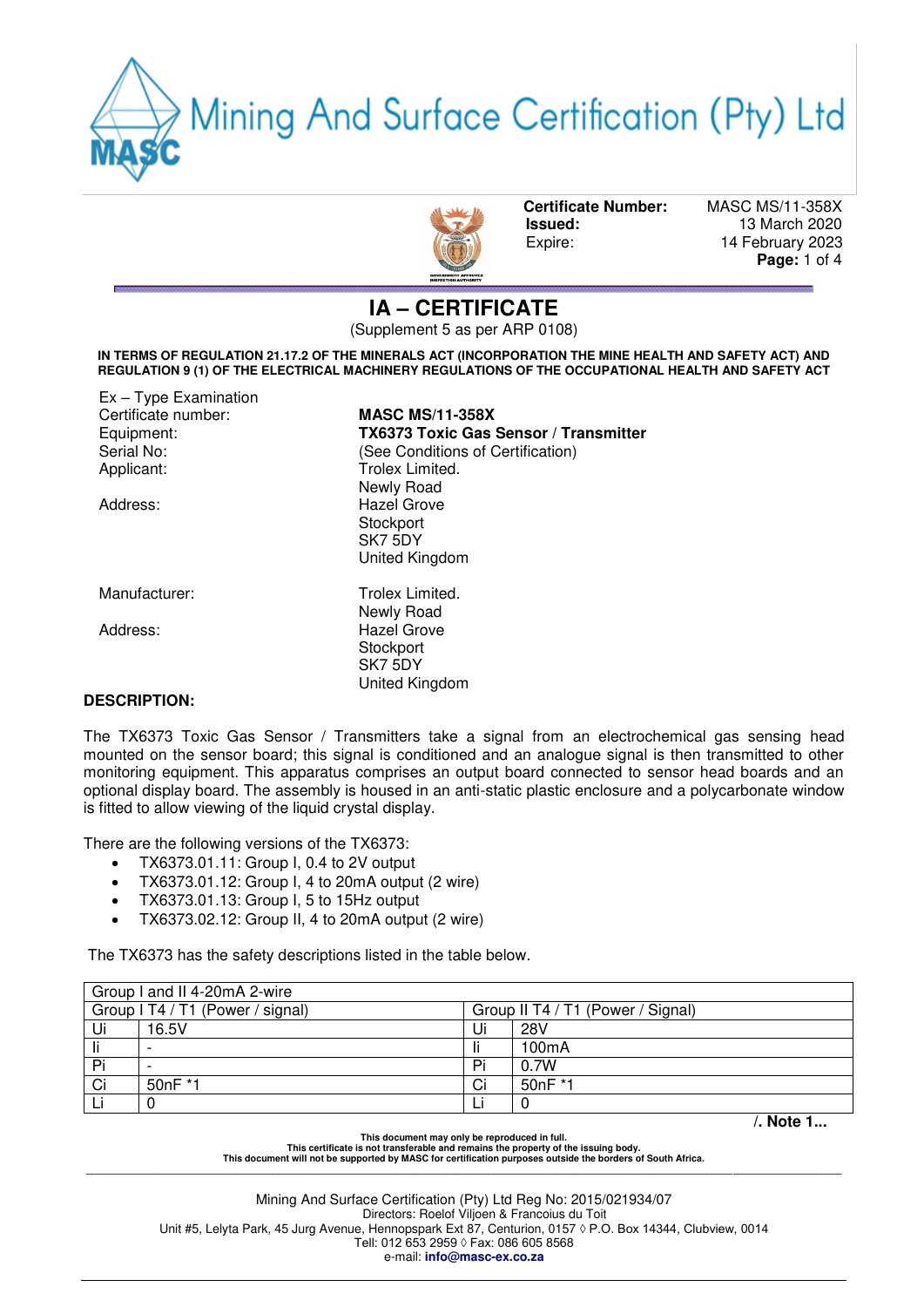Mining And Surface Certification (Pty) Ltd

| | |
|---|---|
| **Certificate Number:** | MASC MS/11-358X |
| **Issued:** | 13 March 2020 |
| Expire: | 14 February 2023 |

# IA – CERTIFICATE

(Supplement 5 as per ARP 0108)

**IN TERMS OF REGULATION 21.17.2 OF THE MINERALS ACT (INCORPORATION THE MINE HEALTH AND SAFETY ACT) AND REGULATION 9 (1) OF THE ELECTRICAL MACHINERY REGULATIONS OF THE OCCUPATIONAL HEALTH AND SAFETY ACT**

Ex – Type Examination

| | |
|---|---|
| Certificate number: | **MASC MS/11-358X** |
| Equipment: | **TX6373 Toxic Gas Sensor / Transmitter** |
| Serial No: | (See Conditions of Certification) |
| Applicant: | Trolex Limited. |
| Address: | Newly Road<br>Hazel Grove<br>Stockport<br>SK7 5DY<br>United Kingdom |
| Manufacturer: | Trolex Limited. |
| Address: | Newly Road<br>Hazel Grove<br>Stockport<br>SK7 5DY<br>United Kingdom |

**DESCRIPTION:**

The TX6373 Toxic Gas Sensor / Transmitters take a signal from an electrochemical gas sensing head mounted on the sensor board; this signal is conditioned and an analogue signal is then transmitted to other monitoring equipment. This apparatus comprises an output board connected to sensor head boards and an optional display board. The assembly is housed in an anti-static plastic enclosure and a polycarbonate window is fitted to allow viewing of the liquid crystal display.

There are the following versions of the TX6373:

- TX6373.01.11: Group I, 0.4 to 2V output
- TX6373.01.12: Group I, 4 to 20mA output (2 wire)
- TX6373.01.13: Group I, 5 to 15Hz output
- TX6373.02.12: Group II, 4 to 20mA output (2 wire)

The TX6373 has the safety descriptions listed in the table below.

| Group I and II 4-20mA 2-wire | | | |
|---|---|---|---|
| Group I T4 / T1 (Power / signal) | | Group II T4 / T1 (Power / Signal) | |
| Ui | 16.5V | Ui | 28V |
| Ii | - | Ii | 100mA |
| Pi | - | Pi | 0.7W |
| Ci | 50nF *1 | Ci | 50nF *1 |
| Li | 0 | Li | 0 |

/. Note 1...

**This document may only be reproduced in full.**
**This certificate is not transferable and remains the property of the issuing body.**
**This document will not be supported by MASC for certification purposes outside the borders of South Africa.**

Mining And Surface Certification (Pty) Ltd Reg No: 2015/021934/07
Directors: Roelof Viljoen & Francoius du Toit
Unit #5, Lelyta Park, 45 Jurg Avenue, Hennopspark Ext 87, Centurion, 0157 ◊ P.O. Box 14344, Clubview, 0014
Tell: 012 653 2959 ◊ Fax: 086 605 8568
e-mail: **info@masc-ex.co.za**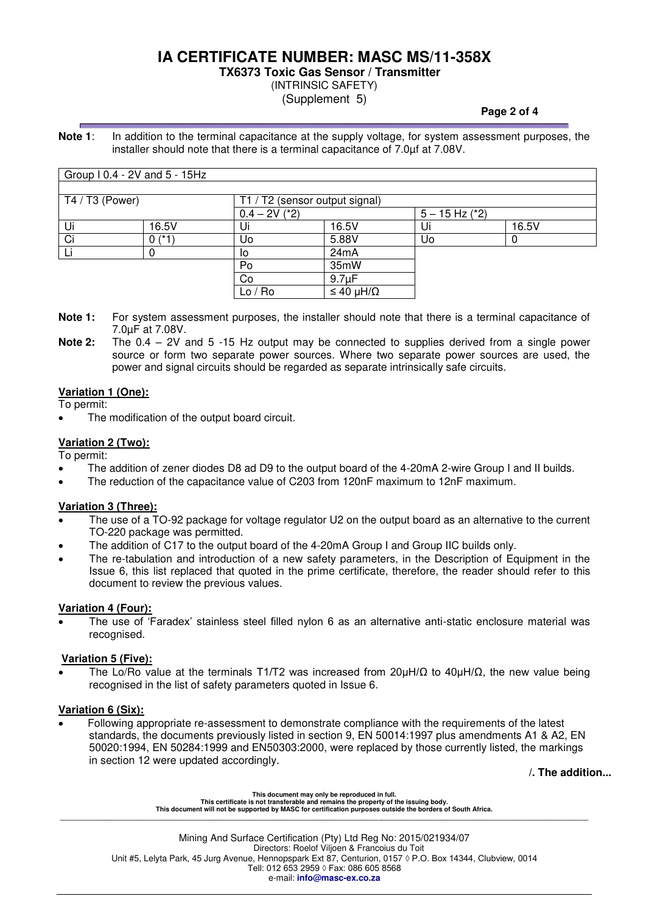**Note 1**: In addition to the terminal capacitance at the supply voltage, for system assessment purposes, the installer should note that there is a terminal capacitance of 7.0µf at 7.08V.

| Group I 0.4 - 2V and 5 - 15Hz | | | | | |
|---|---|---|---|---|---|
| T4 / T3 (Power) | | T1 / T2 (sensor output signal) | | | |
| | | 0.4 – 2V (*2) | | 5 – 15 Hz (*2) | |
| Ui | 16.5V | Ui | 16.5V | Ui | 16.5V |
| Ci | 0 (*1) | Uo | 5.88V | Uo | 0 |
| Li | 0 | Io | 24mA | | |
| | | Po | 35mW | | |
| | | Co | 9.7µF | | |
| | | Lo / Ro | ≤ 40 µH/Ω | | |

**Note 1:** For system assessment purposes, the installer should note that there is a terminal capacitance of 7.0µF at 7.08V.

**Note 2:** The 0.4 – 2V and 5 -15 Hz output may be connected to supplies derived from a single power source or form two separate power sources. Where two separate power sources are used, the power and signal circuits should be regarded as separate intrinsically safe circuits.

**Variation 1 (One):**

To permit:

- The modification of the output board circuit.

**Variation 2 (Two):**

To permit:

- The addition of zener diodes D8 ad D9 to the output board of the 4-20mA 2-wire Group I and II builds.
- The reduction of the capacitance value of C203 from 120nF maximum to 12nF maximum.

**Variation 3 (Three):**

- The use of a TO-92 package for voltage regulator U2 on the output board as an alternative to the current TO-220 package was permitted.
- The addition of C17 to the output board of the 4-20mA Group I and Group IIC builds only.
- The re-tabulation and introduction of a new safety parameters, in the Description of Equipment in the Issue 6, this list replaced that quoted in the prime certificate, therefore, the reader should refer to this document to review the previous values.

**Variation 4 (Four):**

- The use of 'Faradex' stainless steel filled nylon 6 as an alternative anti-static enclosure material was recognised.

**Variation 5 (Five):**

- The Lo/Ro value at the terminals T1/T2 was increased from 20µH/Ω to 40µH/Ω, the new value being recognised in the list of safety parameters quoted in Issue 6.

**Variation 6 (Six):**

- Following appropriate re-assessment to demonstrate compliance with the requirements of the latest standards, the documents previously listed in section 9, EN 50014:1997 plus amendments A1 & A2, EN 50020:1994, EN 50284:1999 and EN50303:2000, were replaced by those currently listed, the markings in section 12 were updated accordingly.

**/. The addition...**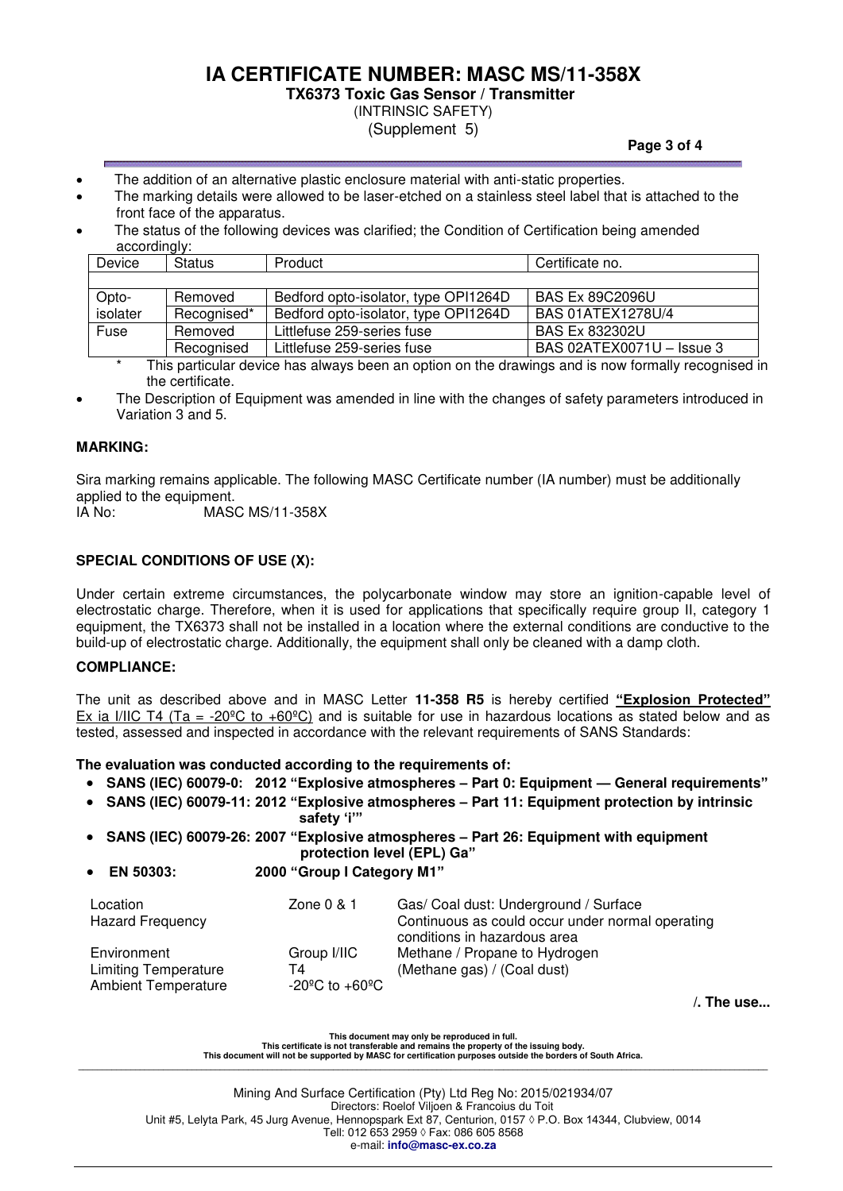- The addition of an alternative plastic enclosure material with anti-static properties.
- The marking details were allowed to be laser-etched on a stainless steel label that is attached to the front face of the apparatus.
- The status of the following devices was clarified; the Condition of Certification being amended accordingly:

| Device | Status | Product | Certificate no. |
|---|---|---|---|
| Opto-isolater | Removed | Bedford opto-isolator, type OPI1264D | BAS Ex 89C2096U |
| | Recognised* | Bedford opto-isolator, type OPI1264D | BAS 01ATEX1278U/4 |
| Fuse | Removed | Littlefuse 259-series fuse | BAS Ex 832302U |
| | Recognised | Littlefuse 259-series fuse | BAS 02ATEX0071U – Issue 3 |

\* This particular device has always been an option on the drawings and is now formally recognised in the certificate.

- The Description of Equipment was amended in line with the changes of safety parameters introduced in Variation 3 and 5.

**MARKING:**

Sira marking remains applicable. The following MASC Certificate number (IA number) must be additionally applied to the equipment.

IA No: MASC MS/11-358X

**SPECIAL CONDITIONS OF USE (X):**

Under certain extreme circumstances, the polycarbonate window may store an ignition-capable level of electrostatic charge. Therefore, when it is used for applications that specifically require group II, category 1 equipment, the TX6373 shall not be installed in a location where the external conditions are conductive to the build-up of electrostatic charge. Additionally, the equipment shall only be cleaned with a damp cloth.

**COMPLIANCE:**

The unit as described above and in MASC Letter **11-358 R5** is hereby certified **"Explosion Protected"** Ex ia I/IIC T4 (Ta = -20ºC to +60ºC) and is suitable for use in hazardous locations as stated below and as tested, assessed and inspected in accordance with the relevant requirements of SANS Standards:

**The evaluation was conducted according to the requirements of:**

- **SANS (IEC) 60079-0: 2012 "Explosive atmospheres – Part 0: Equipment — General requirements"**
- **SANS (IEC) 60079-11: 2012 "Explosive atmospheres – Part 11: Equipment protection by intrinsic safety 'i'"**
- **SANS (IEC) 60079-26: 2007 "Explosive atmospheres – Part 26: Equipment with equipment protection level (EPL) Ga"**
- **EN 50303: 2000 "Group I Category M1"**

| | | |
|---|---|---|
| Location | Zone 0 & 1 | Gas/ Coal dust: Underground / Surface |
| Hazard Frequency | | Continuous as could occur under normal operating conditions in hazardous area |
| Environment | Group I/IIC | Methane / Propane to Hydrogen |
| Limiting Temperature | T4 | (Methane gas) / (Coal dust) |
| Ambient Temperature | -20ºC to +60ºC | |

/. The use...

This document may only be reproduced in full.
This certificate is not transferable and remains the property of the issuing body.
This document will not be supported by MASC for certification purposes outside the borders of South Africa.

Mining And Surface Certification (Pty) Ltd Reg No: 2015/021934/07
Directors: Roelof Viljoen & Francoius du Toit
Unit #5, Lelyta Park, 45 Jurg Avenue, Hennopspark Ext 87, Centurion, 0157 ◊ P.O. Box 14344, Clubview, 0014
Tell: 012 653 2959 ◊ Fax: 086 605 8568
e-mail: **info@masc-ex.co.za**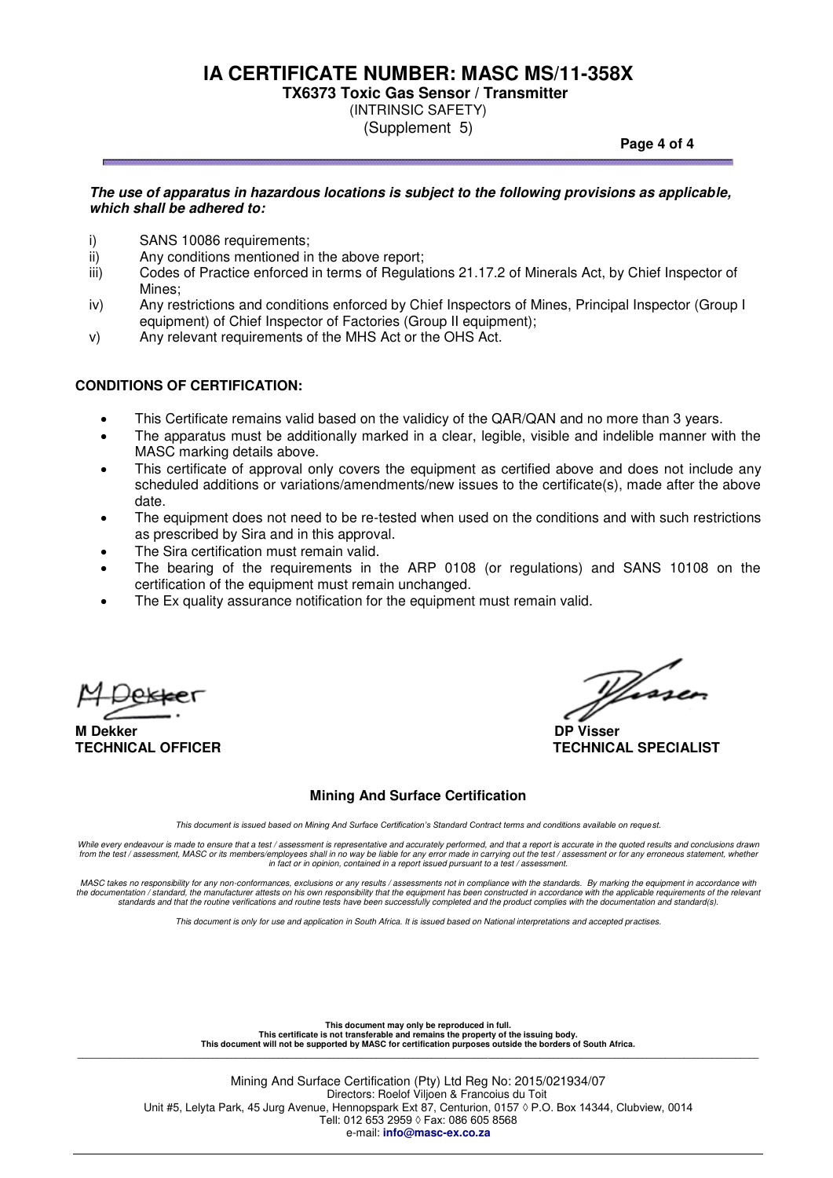**The use of apparatus in hazardous locations is subject to the following provisions as applicable, which shall be adhered to:**

i) SANS 10086 requirements;
ii) Any conditions mentioned in the above report;
iii) Codes of Practice enforced in terms of Regulations 21.17.2 of Minerals Act, by Chief Inspector of Mines;
iv) Any restrictions and conditions enforced by Chief Inspectors of Mines, Principal Inspector (Group I equipment) of Chief Inspector of Factories (Group II equipment);
v) Any relevant requirements of the MHS Act or the OHS Act.

**CONDITIONS OF CERTIFICATION:**

- This Certificate remains valid based on the validicy of the QAR/QAN and no more than 3 years.
- The apparatus must be additionally marked in a clear, legible, visible and indelible manner with the MASC marking details above.
- This certificate of approval only covers the equipment as certified above and does not include any scheduled additions or variations/amendments/new issues to the certificate(s), made after the above date.
- The equipment does not need to be re-tested when used on the conditions and with such restrictions as prescribed by Sira and in this approval.
- The Sira certification must remain valid.
- The bearing of the requirements in the ARP 0108 (or regulations) and SANS 10108 on the certification of the equipment must remain unchanged.
- The Ex quality assurance notification for the equipment must remain valid.

M Dekker

**M Dekker**
**TECHNICAL OFFICER**

**DP Visser**
**TECHNICAL SPECIALIST**

**Mining And Surface Certification**

*This document is issued based on Mining And Surface Certification's Standard Contract terms and conditions available on request.*

*While every endeavour is made to ensure that a test / assessment is representative and accurately performed, and that a report is accurate in the quoted results and conclusions drawn from the test / assessment, MASC or its members/employees shall in no way be liable for any error made in carrying out the test / assessment or for any erroneous statement, whether in fact or in opinion, contained in a report issued pursuant to a test / assessment.*

*MASC takes no responsibility for any non-conformances, exclusions or any results / assessments not in compliance with the standards. By marking the equipment in accordance with the documentation / standard, the manufacturer attests on his own responsibility that the equipment has been constructed in accordance with the applicable requirements of the relevant standards and that the routine verifications and routine tests have been successfully completed and the product complies with the documentation and standard(s).*

*This document is only for use and application in South Africa. It is issued based on National interpretations and accepted practises.*

**This document may only be reproduced in full.**
**This certificate is not transferable and remains the property of the issuing body.**
**This document will not be supported by MASC for certification purposes outside the borders of South Africa.**

Mining And Surface Certification (Pty) Ltd Reg No: 2015/021934/07
Directors: Roelof Viljoen & Francoius du Toit
Unit #5, Lelyta Park, 45 Jurg Avenue, Hennopspark Ext 87, Centurion, 0157 ◊ P.O. Box 14344, Clubview, 0014
Tell: 012 653 2959 ◊ Fax: 086 605 8568
e-mail: **info@masc-ex.co.za**